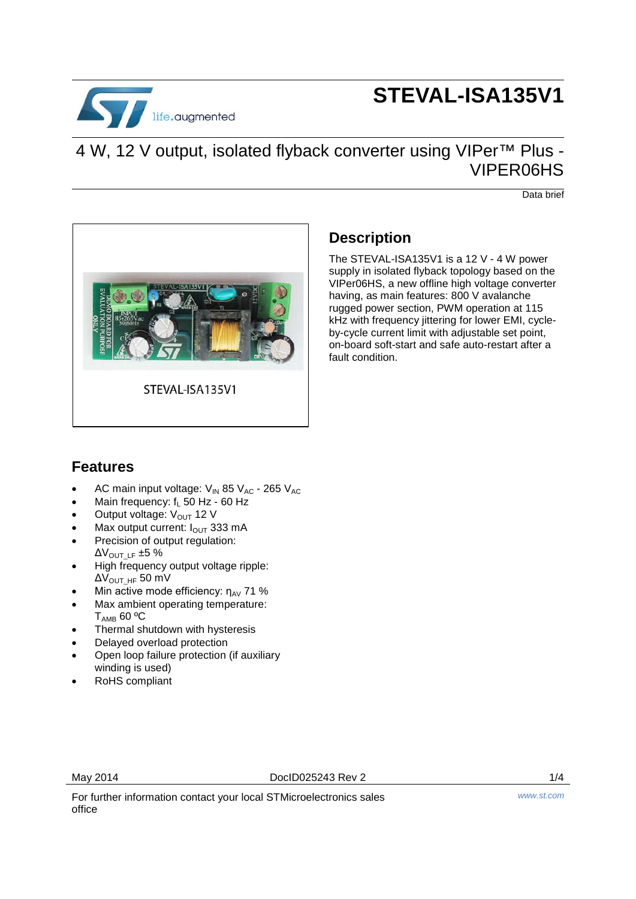# STEVAL-ISA135V1

## 4 W, 12 V output, isolated flyback converter using VIPer™ Plus - VIPER06HS

Data brief

STEVAL-ISA135V1

## Description

The STEVAL-ISA135V1 is a 12 V - 4 W power supply in isolated flyback topology based on the VIPer06HS, a new offline high voltage converter having, as main features: 800 V avalanche rugged power section, PWM operation at 115 kHz with frequency jittering for lower EMI, cycle-by-cycle current limit with adjustable set point, on-board soft-start and safe auto-restart after a fault condition.

## Features

- AC main input voltage: $V_{IN}$ 85 $V_{AC}$ - 265 $V_{AC}$
- Main frequency: $f_L$ 50 Hz - 60 Hz
- Output voltage: $V_{OUT}$ 12 V
- Max output current: $I_{OUT}$ 333 mA
- Precision of output regulation: $\Delta V_{OUT\_LF}$ ±5 %
- High frequency output voltage ripple: $\Delta V_{OUT\_HF}$ 50 mV
- Min active mode efficiency: $\eta_{AV}$ 71 %
- Max ambient operating temperature: $T_{AMB}$ 60 ºC
- Thermal shutdown with hysteresis
- Delayed overload protection
- Open loop failure protection (if auxiliary winding is used)
- RoHS compliant

May 2014 DocID025243 Rev 2

For further information contact your local STMicroelectronics sales office

www.st.com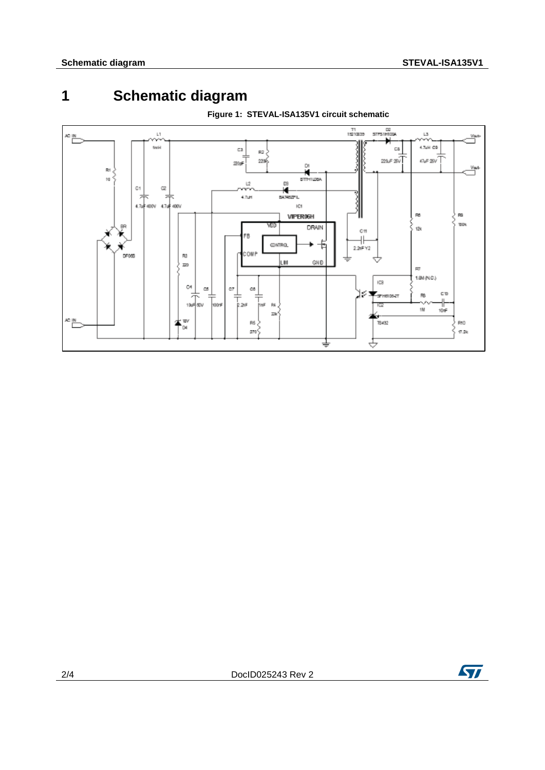# 1 Schematic diagram

**Figure 1: STEVAL-ISA135V1 circuit schematic**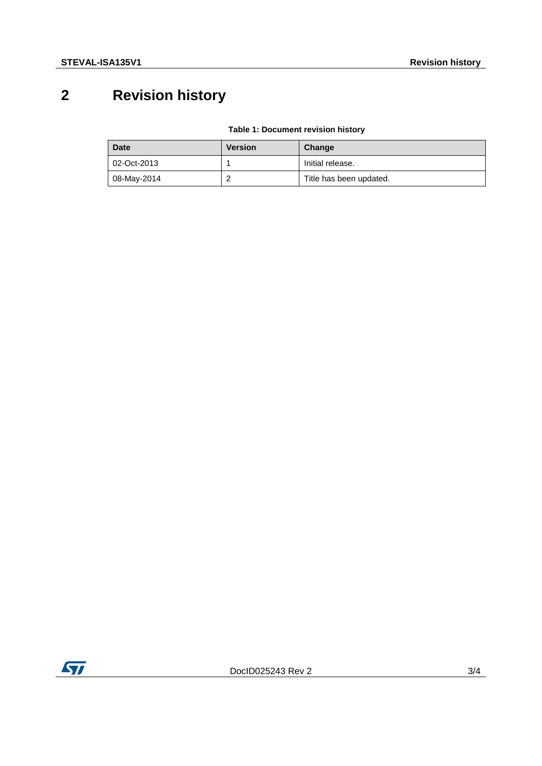# 2 Revision history

**Table 1: Document revision history**

| Date | Version | Change |
|---|---|---|
| 02-Oct-2013 | 1 | Initial release. |
| 08-May-2014 | 2 | Title has been updated. |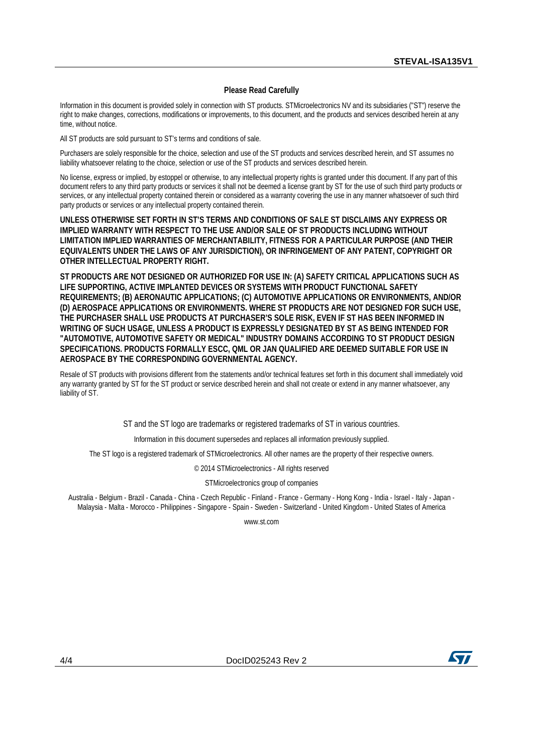**Please Read Carefully**

Information in this document is provided solely in connection with ST products. STMicroelectronics NV and its subsidiaries ("ST") reserve the right to make changes, corrections, modifications or improvements, to this document, and the products and services described herein at any time, without notice.

All ST products are sold pursuant to ST's terms and conditions of sale.

Purchasers are solely responsible for the choice, selection and use of the ST products and services described herein, and ST assumes no liability whatsoever relating to the choice, selection or use of the ST products and services described herein.

No license, express or implied, by estoppel or otherwise, to any intellectual property rights is granted under this document. If any part of this document refers to any third party products or services it shall not be deemed a license grant by ST for the use of such third party products or services, or any intellectual property contained therein or considered as a warranty covering the use in any manner whatsoever of such third party products or services or any intellectual property contained therein.

**UNLESS OTHERWISE SET FORTH IN ST'S TERMS AND CONDITIONS OF SALE ST DISCLAIMS ANY EXPRESS OR IMPLIED WARRANTY WITH RESPECT TO THE USE AND/OR SALE OF ST PRODUCTS INCLUDING WITHOUT LIMITATION IMPLIED WARRANTIES OF MERCHANTABILITY, FITNESS FOR A PARTICULAR PURPOSE (AND THEIR EQUIVALENTS UNDER THE LAWS OF ANY JURISDICTION), OR INFRINGEMENT OF ANY PATENT, COPYRIGHT OR OTHER INTELLECTUAL PROPERTY RIGHT.**

**ST PRODUCTS ARE NOT DESIGNED OR AUTHORIZED FOR USE IN: (A) SAFETY CRITICAL APPLICATIONS SUCH AS LIFE SUPPORTING, ACTIVE IMPLANTED DEVICES OR SYSTEMS WITH PRODUCT FUNCTIONAL SAFETY REQUIREMENTS; (B) AERONAUTIC APPLICATIONS; (C) AUTOMOTIVE APPLICATIONS OR ENVIRONMENTS, AND/OR (D) AEROSPACE APPLICATIONS OR ENVIRONMENTS. WHERE ST PRODUCTS ARE NOT DESIGNED FOR SUCH USE, THE PURCHASER SHALL USE PRODUCTS AT PURCHASER'S SOLE RISK, EVEN IF ST HAS BEEN INFORMED IN WRITING OF SUCH USAGE, UNLESS A PRODUCT IS EXPRESSLY DESIGNATED BY ST AS BEING INTENDED FOR "AUTOMOTIVE, AUTOMOTIVE SAFETY OR MEDICAL" INDUSTRY DOMAINS ACCORDING TO ST PRODUCT DESIGN SPECIFICATIONS. PRODUCTS FORMALLY ESCC, QML OR JAN QUALIFIED ARE DEEMED SUITABLE FOR USE IN AEROSPACE BY THE CORRESPONDING GOVERNMENTAL AGENCY.**

Resale of ST products with provisions different from the statements and/or technical features set forth in this document shall immediately void any warranty granted by ST for the ST product or service described herein and shall not create or extend in any manner whatsoever, any liability of ST.

ST and the ST logo are trademarks or registered trademarks of ST in various countries.

Information in this document supersedes and replaces all information previously supplied.

The ST logo is a registered trademark of STMicroelectronics. All other names are the property of their respective owners.

© 2014 STMicroelectronics - All rights reserved

STMicroelectronics group of companies

Australia - Belgium - Brazil - Canada - China - Czech Republic - Finland - France - Germany - Hong Kong - India - Israel - Italy - Japan - Malaysia - Malta - Morocco - Philippines - Singapore - Spain - Sweden - Switzerland - United Kingdom - United States of America

www.st.com